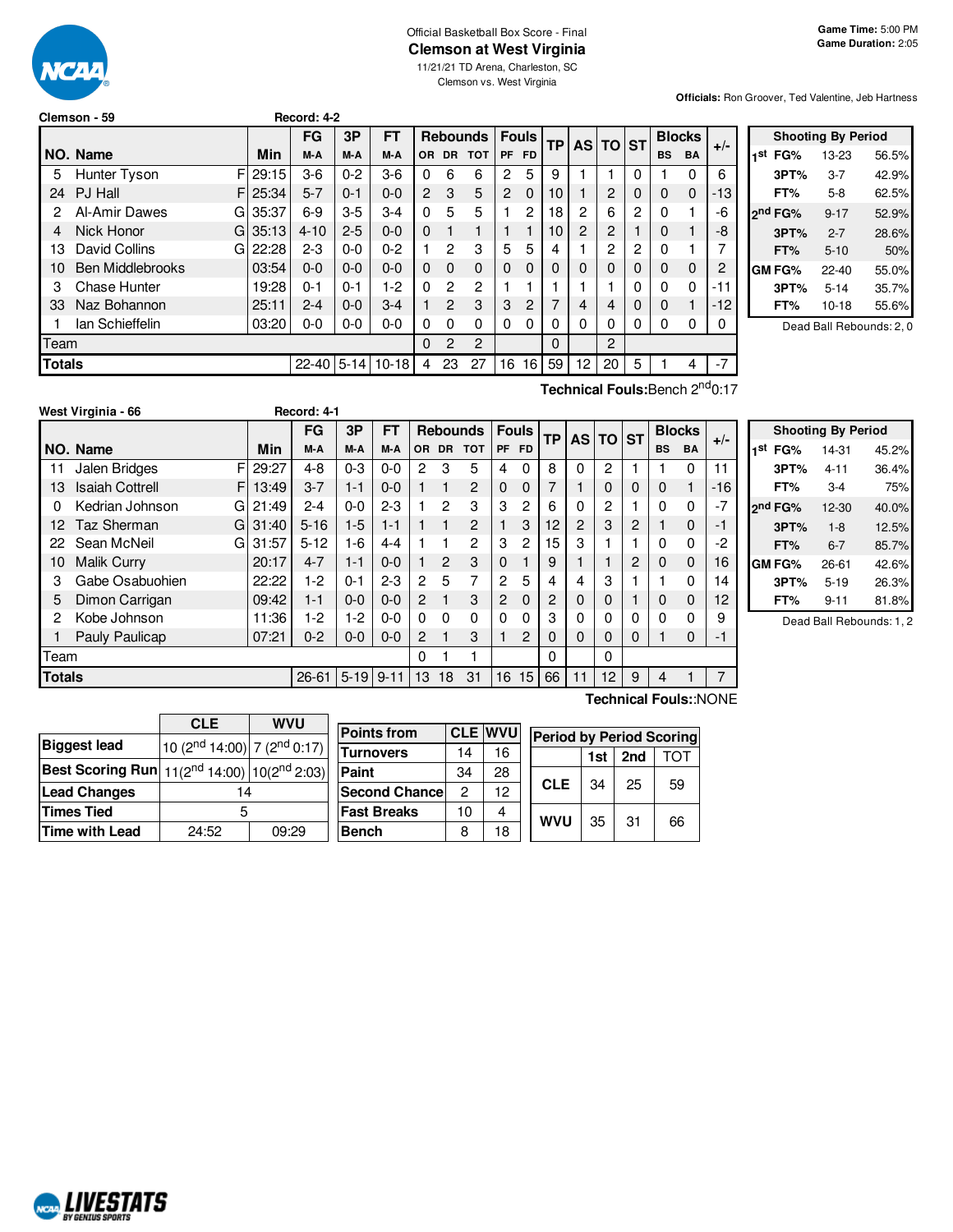Official Basketball Box Score - Final

# Clemson at West Virginia

11/21/21 TD Arena, Charleston, SC

Clemson vs. West Virginia

**Game Time:** 5:00 PM
**Game Duration:** 2:05

**Officials:** Ron Groover, Ted Valentine, Jeb Hartness

**Clemson - 59** Record: 4-2

| NO. | Name | | Min | FG M-A | 3P M-A | FT M-A | OR | DR | TOT | PF | FD | TP | AS | TO | ST | BS | BA | +/- |
|---|---|---|---|---|---|---|---|---|---|---|---|---|---|---|---|---|---|---|
| 5 | Hunter Tyson | F | 29:15 | 3-6 | 0-2 | 3-6 | 0 | 6 | 6 | 2 | 5 | 9 | 1 | 1 | 0 | 1 | 0 | 6 |
| 24 | PJ Hall | F | 25:34 | 5-7 | 0-1 | 0-0 | 2 | 3 | 5 | 2 | 0 | 10 | 1 | 2 | 0 | 0 | 0 | -13 |
| 2 | Al-Amir Dawes | G | 35:37 | 6-9 | 3-5 | 3-4 | 0 | 5 | 5 | 1 | 2 | 18 | 2 | 6 | 2 | 0 | 1 | -6 |
| 4 | Nick Honor | G | 35:13 | 4-10 | 2-5 | 0-0 | 0 | 1 | 1 | 1 | 1 | 10 | 2 | 2 | 1 | 0 | 1 | -8 |
| 13 | David Collins | G | 22:28 | 2-3 | 0-0 | 0-2 | 1 | 2 | 3 | 5 | 5 | 4 | 1 | 2 | 2 | 0 | 1 | 7 |
| 10 | Ben Middlebrooks | | 03:54 | 0-0 | 0-0 | 0-0 | 0 | 0 | 0 | 0 | 0 | 0 | 0 | 0 | 0 | 0 | 0 | 2 |
| 3 | Chase Hunter | | 19:28 | 0-1 | 0-1 | 1-2 | 0 | 2 | 2 | 1 | 1 | 1 | 1 | 1 | 0 | 0 | 0 | -11 |
| 33 | Naz Bohannon | | 25:11 | 2-4 | 0-0 | 3-4 | 1 | 2 | 3 | 3 | 2 | 7 | 4 | 4 | 0 | 0 | 1 | -12 |
| 1 | Ian Schieffelin | | 03:20 | 0-0 | 0-0 | 0-0 | 0 | 0 | 0 | 0 | 0 | 0 | 0 | 0 | 0 | 0 | 0 | 0 |
| | Team | | | | | | 0 | 2 | 2 | | | 0 | | 2 | | | | |
| | **Totals** | | | 22-40 | 5-14 | 10-18 | 4 | 23 | 27 | 16 | 16 | 59 | 12 | 20 | 5 | 1 | 4 | -7 |

**Technical Fouls:** Bench 2nd 0:17

| Shooting By Period | | |
|---|---|---|
| 1st FG% | 13-23 | 56.5% |
| 3PT% | 3-7 | 42.9% |
| FT% | 5-8 | 62.5% |
| 2nd FG% | 9-17 | 52.9% |
| 3PT% | 2-7 | 28.6% |
| FT% | 5-10 | 50% |
| GM FG% | 22-40 | 55.0% |
| 3PT% | 5-14 | 35.7% |
| FT% | 10-18 | 55.6% |

Dead Ball Rebounds: 2, 0

**West Virginia - 66** Record: 4-1

| NO. | Name | | Min | FG M-A | 3P M-A | FT M-A | OR | DR | TOT | PF | FD | TP | AS | TO | ST | BS | BA | +/- |
|---|---|---|---|---|---|---|---|---|---|---|---|---|---|---|---|---|---|---|
| 11 | Jalen Bridges | F | 29:27 | 4-8 | 0-3 | 0-0 | 2 | 3 | 5 | 4 | 0 | 8 | 0 | 2 | 1 | 1 | 0 | 11 |
| 13 | Isaiah Cottrell | F | 13:49 | 3-7 | 1-1 | 0-0 | 1 | 1 | 2 | 0 | 0 | 7 | 1 | 0 | 0 | 0 | 1 | -16 |
| 0 | Kedrian Johnson | G | 21:49 | 2-4 | 0-0 | 2-3 | 1 | 2 | 3 | 3 | 2 | 6 | 0 | 2 | 1 | 0 | 0 | -7 |
| 12 | Taz Sherman | G | 31:40 | 5-16 | 1-5 | 1-1 | 1 | 1 | 2 | 1 | 3 | 12 | 2 | 3 | 2 | 1 | 0 | -1 |
| 22 | Sean McNeil | G | 31:57 | 5-12 | 1-6 | 4-4 | 1 | 1 | 2 | 3 | 2 | 15 | 3 | 1 | 1 | 0 | 0 | -2 |
| 10 | Malik Curry | | 20:17 | 4-7 | 1-1 | 0-0 | 1 | 2 | 3 | 0 | 1 | 9 | 1 | 1 | 2 | 0 | 0 | 16 |
| 3 | Gabe Osabuohien | | 22:22 | 1-2 | 0-1 | 2-3 | 2 | 5 | 7 | 2 | 5 | 4 | 4 | 3 | 1 | 1 | 0 | 14 |
| 5 | Dimon Carrigan | | 09:42 | 1-1 | 0-0 | 0-0 | 2 | 1 | 3 | 2 | 0 | 2 | 0 | 0 | 1 | 0 | 0 | 12 |
| 2 | Kobe Johnson | | 11:36 | 1-2 | 1-2 | 0-0 | 0 | 0 | 0 | 0 | 0 | 3 | 0 | 0 | 0 | 0 | 0 | 9 |
| 1 | Pauly Paulicap | | 07:21 | 0-2 | 0-0 | 0-0 | 2 | 1 | 3 | 1 | 2 | 0 | 0 | 0 | 0 | 1 | 0 | -1 |
| | Team | | | | | | 0 | 1 | 1 | | | 0 | | 0 | | | | |
| | **Totals** | | | 26-61 | 5-19 | 9-11 | 13 | 18 | 31 | 16 | 15 | 66 | 11 | 12 | 9 | 4 | 1 | 7 |

**Technical Fouls:** :NONE

| Shooting By Period | | |
|---|---|---|
| 1st FG% | 14-31 | 45.2% |
| 3PT% | 4-11 | 36.4% |
| FT% | 3-4 | 75% |
| 2nd FG% | 12-30 | 40.0% |
| 3PT% | 1-8 | 12.5% |
| FT% | 6-7 | 85.7% |
| GM FG% | 26-61 | 42.6% |
| 3PT% | 5-19 | 26.3% |
| FT% | 9-11 | 81.8% |

Dead Ball Rebounds: 1, 2

| | CLE | WVU |
|---|---|---|
| Biggest lead | 10 (2nd 14:00) | 7 (2nd 0:17) |
| Best Scoring Run | 11(2nd 14:00) | 10(2nd 2:03) |
| Lead Changes | 14 | |
| Times Tied | 5 | |
| Time with Lead | 24:52 | 09:29 |

| Points from | CLE | WVU |
|---|---|---|
| Turnovers | 14 | 16 |
| Paint | 34 | 28 |
| Second Chance | 2 | 12 |
| Fast Breaks | 10 | 4 |
| Bench | 8 | 18 |

| Period by Period Scoring | 1st | 2nd | TOT |
|---|---|---|---|
| CLE | 34 | 25 | 59 |
| WVU | 35 | 31 | 66 |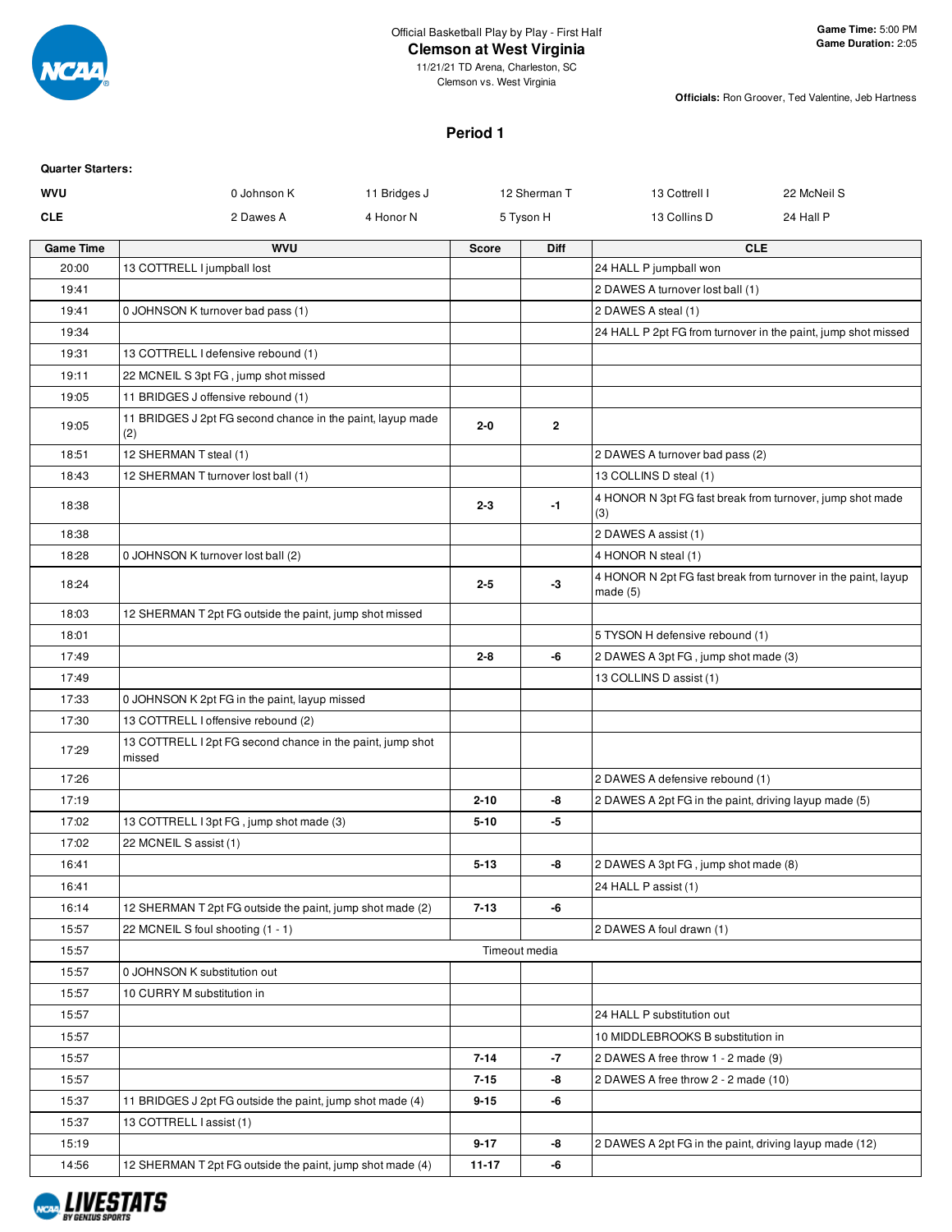Official Basketball Play by Play - First Half

## Clemson at West Virginia

11/21/21 TD Arena, Charleston, SC
Clemson vs. West Virginia

**Game Time:** 5:00 PM
**Game Duration:** 2:05

**Officials:** Ron Groover, Ted Valentine, Jeb Hartness

### Period 1

**Quarter Starters:**

| | | | | | |
|---|---|---|---|---|---|
| **WVU** | 0 Johnson K | 11 Bridges J | 12 Sherman T | 13 Cottrell I | 22 McNeil S |
| **CLE** | 2 Dawes A | 4 Honor N | 5 Tyson H | 13 Collins D | 24 Hall P |

| Game Time | WVU | Score | Diff | CLE |
|---|---|---|---|---|
| 20:00 | 13 COTTRELL I jumpball lost | | | 24 HALL P jumpball won |
| 19:41 | | | | 2 DAWES A turnover lost ball (1) |
| 19:41 | 0 JOHNSON K turnover bad pass (1) | | | 2 DAWES A steal (1) |
| 19:34 | | | | 24 HALL P 2pt FG from turnover in the paint, jump shot missed |
| 19:31 | 13 COTTRELL I defensive rebound (1) | | | |
| 19:11 | 22 MCNEIL S 3pt FG , jump shot missed | | | |
| 19:05 | 11 BRIDGES J offensive rebound (1) | | | |
| 19:05 | 11 BRIDGES J 2pt FG second chance in the paint, layup made (2) | 2-0 | 2 | |
| 18:51 | 12 SHERMAN T steal (1) | | | 2 DAWES A turnover bad pass (2) |
| 18:43 | 12 SHERMAN T turnover lost ball (1) | | | 13 COLLINS D steal (1) |
| 18:38 | | 2-3 | -1 | 4 HONOR N 3pt FG fast break from turnover, jump shot made (3) |
| 18:38 | | | | 2 DAWES A assist (1) |
| 18:28 | 0 JOHNSON K turnover lost ball (2) | | | 4 HONOR N steal (1) |
| 18:24 | | 2-5 | -3 | 4 HONOR N 2pt FG fast break from turnover in the paint, layup made (5) |
| 18:03 | 12 SHERMAN T 2pt FG outside the paint, jump shot missed | | | |
| 18:01 | | | | 5 TYSON H defensive rebound (1) |
| 17:49 | | 2-8 | -6 | 2 DAWES A 3pt FG , jump shot made (3) |
| 17:49 | | | | 13 COLLINS D assist (1) |
| 17:33 | 0 JOHNSON K 2pt FG in the paint, layup missed | | | |
| 17:30 | 13 COTTRELL I offensive rebound (2) | | | |
| 17:29 | 13 COTTRELL I 2pt FG second chance in the paint, jump shot missed | | | |
| 17:26 | | | | 2 DAWES A defensive rebound (1) |
| 17:19 | | 2-10 | -8 | 2 DAWES A 2pt FG in the paint, driving layup made (5) |
| 17:02 | 13 COTTRELL I 3pt FG , jump shot made (3) | 5-10 | -5 | |
| 17:02 | 22 MCNEIL S assist (1) | | | |
| 16:41 | | 5-13 | -8 | 2 DAWES A 3pt FG , jump shot made (8) |
| 16:41 | | | | 24 HALL P assist (1) |
| 16:14 | 12 SHERMAN T 2pt FG outside the paint, jump shot made (2) | 7-13 | -6 | |
| 15:57 | 22 MCNEIL S foul shooting (1 - 1) | | | 2 DAWES A foul drawn (1) |
| 15:57 | | Timeout media | | |
| 15:57 | 0 JOHNSON K substitution out | | | |
| 15:57 | 10 CURRY M substitution in | | | |
| 15:57 | | | | 24 HALL P substitution out |
| 15:57 | | | | 10 MIDDLEBROOKS B substitution in |
| 15:57 | | 7-14 | -7 | 2 DAWES A free throw 1 - 2 made (9) |
| 15:57 | | 7-15 | -8 | 2 DAWES A free throw 2 - 2 made (10) |
| 15:37 | 11 BRIDGES J 2pt FG outside the paint, jump shot made (4) | 9-15 | -6 | |
| 15:37 | 13 COTTRELL I assist (1) | | | |
| 15:19 | | 9-17 | -8 | 2 DAWES A 2pt FG in the paint, driving layup made (12) |
| 14:56 | 12 SHERMAN T 2pt FG outside the paint, jump shot made (4) | 11-17 | -6 | |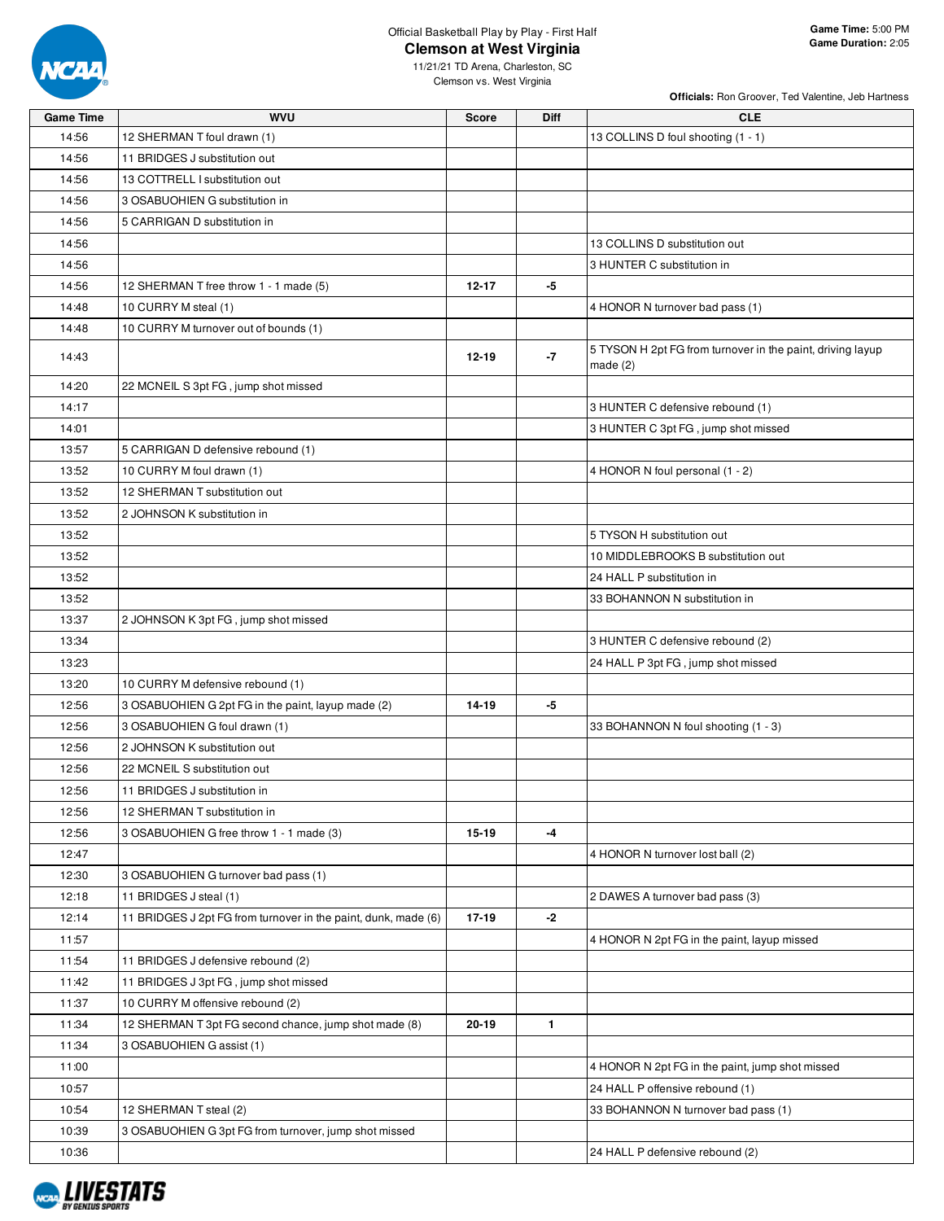Official Basketball Play by Play - First Half

# Clemson at West Virginia

11/21/21 TD Arena, Charleston, SC

Clemson vs. West Virginia

**Game Time:** 5:00 PM
**Game Duration:** 2:05

**Officials:** Ron Groover, Ted Valentine, Jeb Hartness

| Game Time | WVU | Score | Diff | CLE |
|---|---|---|---|---|
| 14:56 | 12 SHERMAN T foul drawn (1) | | | 13 COLLINS D foul shooting (1 - 1) |
| 14:56 | 11 BRIDGES J substitution out | | | |
| 14:56 | 13 COTTRELL I substitution out | | | |
| 14:56 | 3 OSABUOHIEN G substitution in | | | |
| 14:56 | 5 CARRIGAN D substitution in | | | |
| 14:56 | | | | 13 COLLINS D substitution out |
| 14:56 | | | | 3 HUNTER C substitution in |
| 14:56 | 12 SHERMAN T free throw 1 - 1 made (5) | 12-17 | -5 | |
| 14:48 | 10 CURRY M steal (1) | | | 4 HONOR N turnover bad pass (1) |
| 14:48 | 10 CURRY M turnover out of bounds (1) | | | |
| 14:43 | | 12-19 | -7 | 5 TYSON H 2pt FG from turnover in the paint, driving layup made (2) |
| 14:20 | 22 MCNEIL S 3pt FG , jump shot missed | | | |
| 14:17 | | | | 3 HUNTER C defensive rebound (1) |
| 14:01 | | | | 3 HUNTER C 3pt FG , jump shot missed |
| 13:57 | 5 CARRIGAN D defensive rebound (1) | | | |
| 13:52 | 10 CURRY M foul drawn (1) | | | 4 HONOR N foul personal (1 - 2) |
| 13:52 | 12 SHERMAN T substitution out | | | |
| 13:52 | 2 JOHNSON K substitution in | | | |
| 13:52 | | | | 5 TYSON H substitution out |
| 13:52 | | | | 10 MIDDLEBROOKS B substitution out |
| 13:52 | | | | 24 HALL P substitution in |
| 13:52 | | | | 33 BOHANNON N substitution in |
| 13:37 | 2 JOHNSON K 3pt FG , jump shot missed | | | |
| 13:34 | | | | 3 HUNTER C defensive rebound (2) |
| 13:23 | | | | 24 HALL P 3pt FG , jump shot missed |
| 13:20 | 10 CURRY M defensive rebound (1) | | | |
| 12:56 | 3 OSABUOHIEN G 2pt FG in the paint, layup made (2) | 14-19 | -5 | |
| 12:56 | 3 OSABUOHIEN G foul drawn (1) | | | 33 BOHANNON N foul shooting (1 - 3) |
| 12:56 | 2 JOHNSON K substitution out | | | |
| 12:56 | 22 MCNEIL S substitution out | | | |
| 12:56 | 11 BRIDGES J substitution in | | | |
| 12:56 | 12 SHERMAN T substitution in | | | |
| 12:56 | 3 OSABUOHIEN G free throw 1 - 1 made (3) | 15-19 | -4 | |
| 12:47 | | | | 4 HONOR N turnover lost ball (2) |
| 12:30 | 3 OSABUOHIEN G turnover bad pass (1) | | | |
| 12:18 | 11 BRIDGES J steal (1) | | | 2 DAWES A turnover bad pass (3) |
| 12:14 | 11 BRIDGES J 2pt FG from turnover in the paint, dunk, made (6) | 17-19 | -2 | |
| 11:57 | | | | 4 HONOR N 2pt FG in the paint, layup missed |
| 11:54 | 11 BRIDGES J defensive rebound (2) | | | |
| 11:42 | 11 BRIDGES J 3pt FG , jump shot missed | | | |
| 11:37 | 10 CURRY M offensive rebound (2) | | | |
| 11:34 | 12 SHERMAN T 3pt FG second chance, jump shot made (8) | 20-19 | 1 | |
| 11:34 | 3 OSABUOHIEN G assist (1) | | | |
| 11:00 | | | | 4 HONOR N 2pt FG in the paint, jump shot missed |
| 10:57 | | | | 24 HALL P offensive rebound (1) |
| 10:54 | 12 SHERMAN T steal (2) | | | 33 BOHANNON N turnover bad pass (1) |
| 10:39 | 3 OSABUOHIEN G 3pt FG from turnover, jump shot missed | | | |
| 10:36 | | | | 24 HALL P defensive rebound (2) |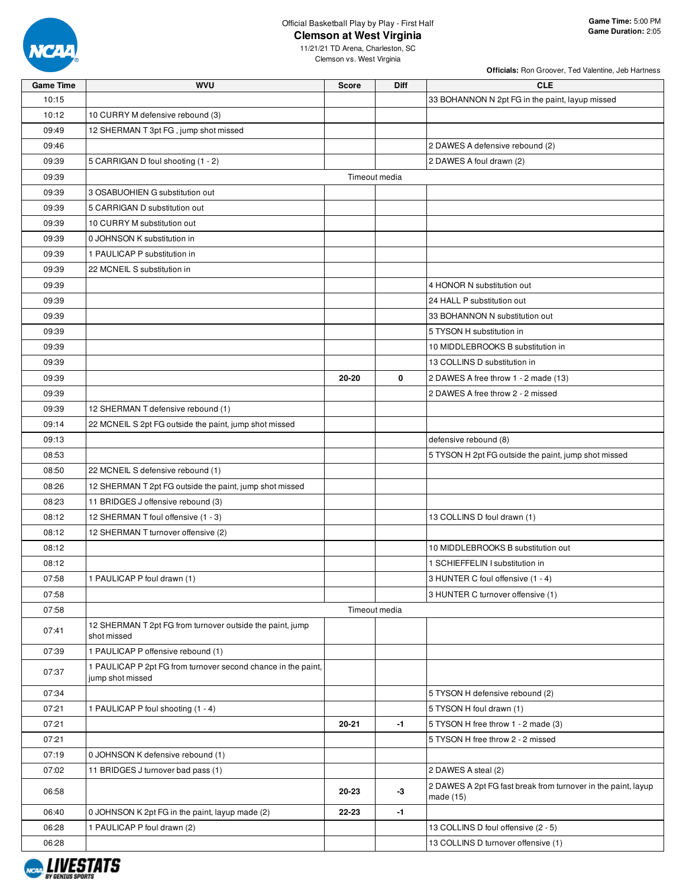Official Basketball Play by Play - First Half

# Clemson at West Virginia

11/21/21 TD Arena, Charleston, SC

Clemson vs. West Virginia

**Game Time:** 5:00 PM
**Game Duration:** 2:05

**Officials:** Ron Groover, Ted Valentine, Jeb Hartness

| Game Time | WVU | Score | Diff | CLE |
|---|---|---|---|---|
| 10:15 | | | | 33 BOHANNON N 2pt FG in the paint, layup missed |
| 10:12 | 10 CURRY M defensive rebound (3) | | | |
| 09:49 | 12 SHERMAN T 3pt FG , jump shot missed | | | |
| 09:46 | | | | 2 DAWES A defensive rebound (2) |
| 09:39 | 5 CARRIGAN D foul shooting (1 - 2) | | | 2 DAWES A foul drawn (2) |
| 09:39 | | Timeout media | | |
| 09:39 | 3 OSABUOHIEN G substitution out | | | |
| 09:39 | 5 CARRIGAN D substitution out | | | |
| 09:39 | 10 CURRY M substitution out | | | |
| 09:39 | 0 JOHNSON K substitution in | | | |
| 09:39 | 1 PAULICAP P substitution in | | | |
| 09:39 | 22 MCNEIL S substitution in | | | |
| 09:39 | | | | 4 HONOR N substitution out |
| 09:39 | | | | 24 HALL P substitution out |
| 09:39 | | | | 33 BOHANNON N substitution out |
| 09:39 | | | | 5 TYSON H substitution in |
| 09:39 | | | | 10 MIDDLEBROOKS B substitution in |
| 09:39 | | | | 13 COLLINS D substitution in |
| 09:39 | | 20-20 | 0 | 2 DAWES A free throw 1 - 2 made (13) |
| 09:39 | | | | 2 DAWES A free throw 2 - 2 missed |
| 09:39 | 12 SHERMAN T defensive rebound (1) | | | |
| 09:14 | 22 MCNEIL S 2pt FG outside the paint, jump shot missed | | | |
| 09:13 | | | | defensive rebound (8) |
| 08:53 | | | | 5 TYSON H 2pt FG outside the paint, jump shot missed |
| 08:50 | 22 MCNEIL S defensive rebound (1) | | | |
| 08:26 | 12 SHERMAN T 2pt FG outside the paint, jump shot missed | | | |
| 08:23 | 11 BRIDGES J offensive rebound (3) | | | |
| 08:12 | 12 SHERMAN T foul offensive (1 - 3) | | | 13 COLLINS D foul drawn (1) |
| 08:12 | 12 SHERMAN T turnover offensive (2) | | | |
| 08:12 | | | | 10 MIDDLEBROOKS B substitution out |
| 08:12 | | | | 1 SCHIEFFELIN I substitution in |
| 07:58 | 1 PAULICAP P foul drawn (1) | | | 3 HUNTER C foul offensive (1 - 4) |
| 07:58 | | | | 3 HUNTER C turnover offensive (1) |
| 07:58 | | Timeout media | | |
| 07:41 | 12 SHERMAN T 2pt FG from turnover outside the paint, jump shot missed | | | |
| 07:39 | 1 PAULICAP P offensive rebound (1) | | | |
| 07:37 | 1 PAULICAP P 2pt FG from turnover second chance in the paint, jump shot missed | | | |
| 07:34 | | | | 5 TYSON H defensive rebound (2) |
| 07:21 | 1 PAULICAP P foul shooting (1 - 4) | | | 5 TYSON H foul drawn (1) |
| 07:21 | | 20-21 | -1 | 5 TYSON H free throw 1 - 2 made (3) |
| 07:21 | | | | 5 TYSON H free throw 2 - 2 missed |
| 07:19 | 0 JOHNSON K defensive rebound (1) | | | |
| 07:02 | 11 BRIDGES J turnover bad pass (1) | | | 2 DAWES A steal (2) |
| 06:58 | | 20-23 | -3 | 2 DAWES A 2pt FG fast break from turnover in the paint, layup made (15) |
| 06:40 | 0 JOHNSON K 2pt FG in the paint, layup made (2) | 22-23 | -1 | |
| 06:28 | 1 PAULICAP P foul drawn (2) | | | 13 COLLINS D foul offensive (2 - 5) |
| 06:28 | | | | 13 COLLINS D turnover offensive (1) |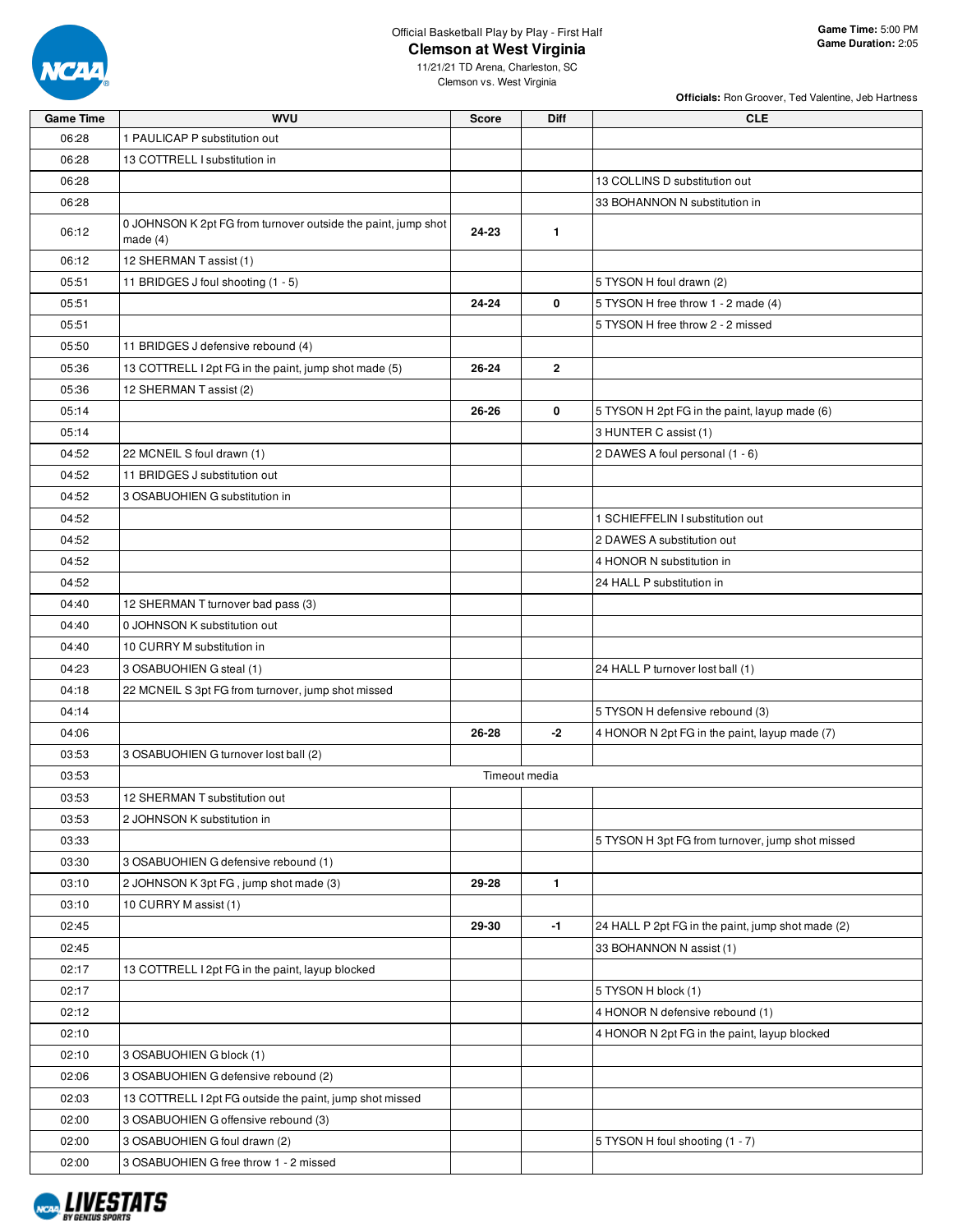Official Basketball Play by Play - First Half

# Clemson at West Virginia

11/21/21 TD Arena, Charleston, SC

Clemson vs. West Virginia

**Game Time:** 5:00 PM
**Game Duration:** 2:05

**Officials:** Ron Groover, Ted Valentine, Jeb Hartness

| Game Time | WVU | Score | Diff | CLE |
|---|---|---|---|---|
| 06:28 | 1 PAULICAP P substitution out | | | |
| 06:28 | 13 COTTRELL I substitution in | | | |
| 06:28 | | | | 13 COLLINS D substitution out |
| 06:28 | | | | 33 BOHANNON N substitution in |
| 06:12 | 0 JOHNSON K 2pt FG from turnover outside the paint, jump shot made (4) | 24-23 | 1 | |
| 06:12 | 12 SHERMAN T assist (1) | | | |
| 05:51 | 11 BRIDGES J foul shooting (1 - 5) | | | 5 TYSON H foul drawn (2) |
| 05:51 | | 24-24 | 0 | 5 TYSON H free throw 1 - 2 made (4) |
| 05:51 | | | | 5 TYSON H free throw 2 - 2 missed |
| 05:50 | 11 BRIDGES J defensive rebound (4) | | | |
| 05:36 | 13 COTTRELL I 2pt FG in the paint, jump shot made (5) | 26-24 | 2 | |
| 05:36 | 12 SHERMAN T assist (2) | | | |
| 05:14 | | 26-26 | 0 | 5 TYSON H 2pt FG in the paint, layup made (6) |
| 05:14 | | | | 3 HUNTER C assist (1) |
| 04:52 | 22 MCNEIL S foul drawn (1) | | | 2 DAWES A foul personal (1 - 6) |
| 04:52 | 11 BRIDGES J substitution out | | | |
| 04:52 | 3 OSABUOHIEN G substitution in | | | |
| 04:52 | | | | 1 SCHIEFFELIN I substitution out |
| 04:52 | | | | 2 DAWES A substitution out |
| 04:52 | | | | 4 HONOR N substitution in |
| 04:52 | | | | 24 HALL P substitution in |
| 04:40 | 12 SHERMAN T turnover bad pass (3) | | | |
| 04:40 | 0 JOHNSON K substitution out | | | |
| 04:40 | 10 CURRY M substitution in | | | |
| 04:23 | 3 OSABUOHIEN G steal (1) | | | 24 HALL P turnover lost ball (1) |
| 04:18 | 22 MCNEIL S 3pt FG from turnover, jump shot missed | | | |
| 04:14 | | | | 5 TYSON H defensive rebound (3) |
| 04:06 | | 26-28 | -2 | 4 HONOR N 2pt FG in the paint, layup made (7) |
| 03:53 | 3 OSABUOHIEN G turnover lost ball (2) | | | |
| 03:53 | Timeout media | | | |
| 03:53 | 12 SHERMAN T substitution out | | | |
| 03:53 | 2 JOHNSON K substitution in | | | |
| 03:33 | | | | 5 TYSON H 3pt FG from turnover, jump shot missed |
| 03:30 | 3 OSABUOHIEN G defensive rebound (1) | | | |
| 03:10 | 2 JOHNSON K 3pt FG , jump shot made (3) | 29-28 | 1 | |
| 03:10 | 10 CURRY M assist (1) | | | |
| 02:45 | | 29-30 | -1 | 24 HALL P 2pt FG in the paint, jump shot made (2) |
| 02:45 | | | | 33 BOHANNON N assist (1) |
| 02:17 | 13 COTTRELL I 2pt FG in the paint, layup blocked | | | |
| 02:17 | | | | 5 TYSON H block (1) |
| 02:12 | | | | 4 HONOR N defensive rebound (1) |
| 02:10 | | | | 4 HONOR N 2pt FG in the paint, layup blocked |
| 02:10 | 3 OSABUOHIEN G block (1) | | | |
| 02:06 | 3 OSABUOHIEN G defensive rebound (2) | | | |
| 02:03 | 13 COTTRELL I 2pt FG outside the paint, jump shot missed | | | |
| 02:00 | 3 OSABUOHIEN G offensive rebound (3) | | | |
| 02:00 | 3 OSABUOHIEN G foul drawn (2) | | | 5 TYSON H foul shooting (1 - 7) |
| 02:00 | 3 OSABUOHIEN G free throw 1 - 2 missed | | | |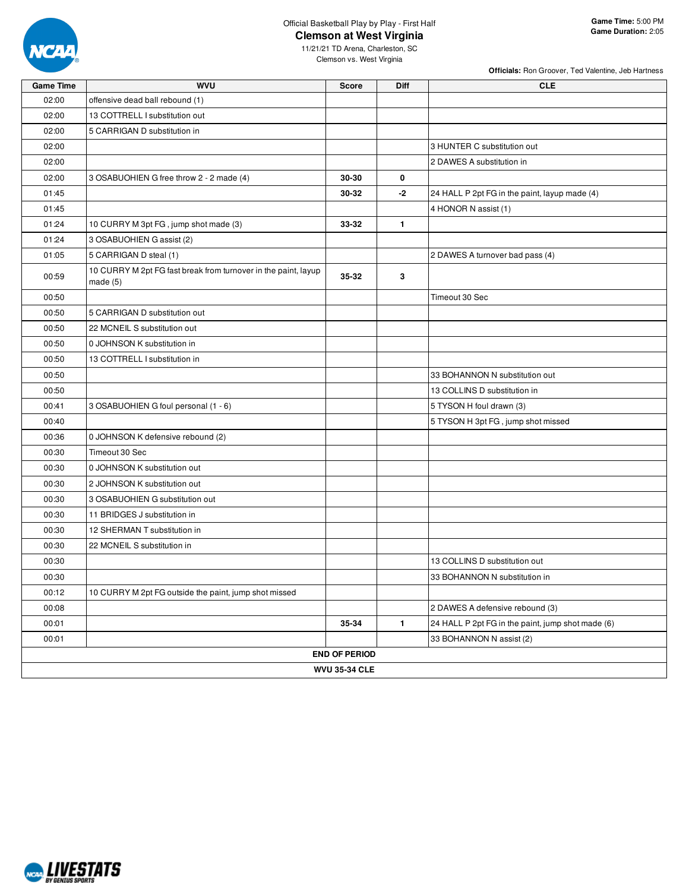Official Basketball Play by Play - First Half

# Clemson at West Virginia

11/21/21 TD Arena, Charleston, SC

Clemson vs. West Virginia

**Game Time:** 5:00 PM
**Game Duration:** 2:05

**Officials:** Ron Groover, Ted Valentine, Jeb Hartness

| Game Time | WVU | Score | Diff | CLE |
|---|---|---|---|---|
| 02:00 | offensive dead ball rebound (1) | | | |
| 02:00 | 13 COTTRELL I substitution out | | | |
| 02:00 | 5 CARRIGAN D substitution in | | | |
| 02:00 | | | | 3 HUNTER C substitution out |
| 02:00 | | | | 2 DAWES A substitution in |
| 02:00 | 3 OSABUOHIEN G free throw 2 - 2 made (4) | **30-30** | **0** | |
| 01:45 | | **30-32** | **-2** | 24 HALL P 2pt FG in the paint, layup made (4) |
| 01:45 | | | | 4 HONOR N assist (1) |
| 01:24 | 10 CURRY M 3pt FG , jump shot made (3) | **33-32** | **1** | |
| 01:24 | 3 OSABUOHIEN G assist (2) | | | |
| 01:05 | 5 CARRIGAN D steal (1) | | | 2 DAWES A turnover bad pass (4) |
| 00:59 | 10 CURRY M 2pt FG fast break from turnover in the paint, layup made (5) | **35-32** | **3** | |
| 00:50 | | | | Timeout 30 Sec |
| 00:50 | 5 CARRIGAN D substitution out | | | |
| 00:50 | 22 MCNEIL S substitution out | | | |
| 00:50 | 0 JOHNSON K substitution in | | | |
| 00:50 | 13 COTTRELL I substitution in | | | |
| 00:50 | | | | 33 BOHANNON N substitution out |
| 00:50 | | | | 13 COLLINS D substitution in |
| 00:41 | 3 OSABUOHIEN G foul personal (1 - 6) | | | 5 TYSON H foul drawn (3) |
| 00:40 | | | | 5 TYSON H 3pt FG , jump shot missed |
| 00:36 | 0 JOHNSON K defensive rebound (2) | | | |
| 00:30 | Timeout 30 Sec | | | |
| 00:30 | 0 JOHNSON K substitution out | | | |
| 00:30 | 2 JOHNSON K substitution out | | | |
| 00:30 | 3 OSABUOHIEN G substitution out | | | |
| 00:30 | 11 BRIDGES J substitution in | | | |
| 00:30 | 12 SHERMAN T substitution in | | | |
| 00:30 | 22 MCNEIL S substitution in | | | |
| 00:30 | | | | 13 COLLINS D substitution out |
| 00:30 | | | | 33 BOHANNON N substitution in |
| 00:12 | 10 CURRY M 2pt FG outside the paint, jump shot missed | | | |
| 00:08 | | | | 2 DAWES A defensive rebound (3) |
| 00:01 | | **35-34** | **1** | 24 HALL P 2pt FG in the paint, jump shot made (6) |
| 00:01 | | | | 33 BOHANNON N assist (2) |
| **END OF PERIOD** | | | | |
| **WVU 35-34 CLE** | | | | |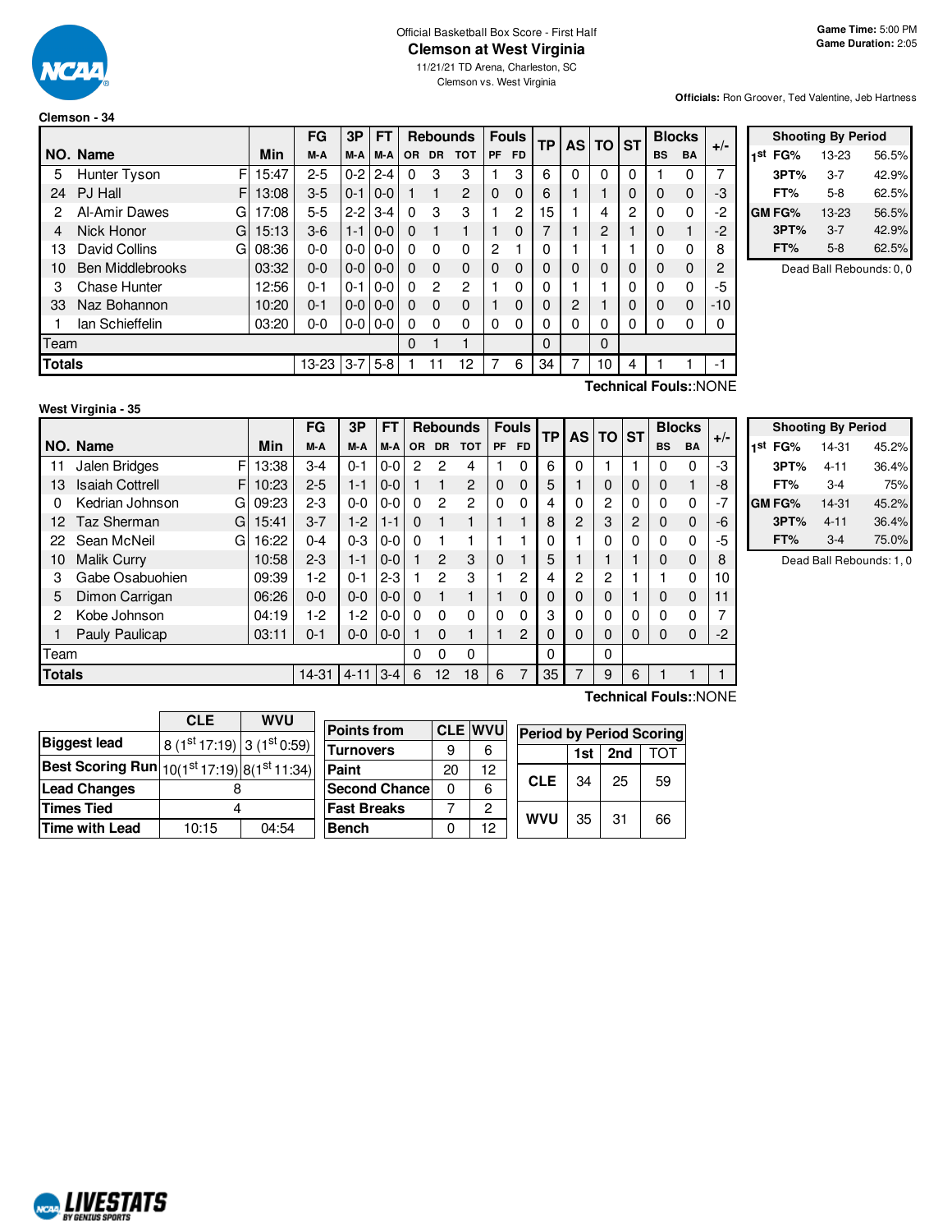Official Basketball Box Score - First Half

# Clemson at West Virginia

11/21/21 TD Arena, Charleston, SC

Clemson vs. West Virginia

**Game Time:** 5:00 PM
**Game Duration:** 2:05

**Officials:** Ron Groover, Ted Valentine, Jeb Hartness

## Clemson - 34

| NO. | Name | | Min | FG M-A | 3P M-A | FT M-A | Rebounds OR | DR | TOT | Fouls PF | FD | TP | AS | TO | ST | Blocks BS | BA | +/- |
|---|---|---|---|---|---|---|---|---|---|---|---|---|---|---|---|---|---|---|
| 5 | Hunter Tyson | F | 15:47 | 2-5 | 0-2 | 2-4 | 0 | 3 | 3 | 1 | 3 | 6 | 0 | 0 | 0 | 1 | 0 | 7 |
| 24 | PJ Hall | F | 13:08 | 3-5 | 0-1 | 0-0 | 1 | 1 | 2 | 0 | 0 | 6 | 1 | 1 | 0 | 0 | 0 | -3 |
| 2 | Al-Amir Dawes | G | 17:08 | 5-5 | 2-2 | 3-4 | 0 | 3 | 3 | 1 | 2 | 15 | 1 | 4 | 2 | 0 | 0 | -2 |
| 4 | Nick Honor | G | 15:13 | 3-6 | 1-1 | 0-0 | 0 | 1 | 1 | 1 | 0 | 7 | 1 | 2 | 1 | 0 | 1 | -2 |
| 13 | David Collins | G | 08:36 | 0-0 | 0-0 | 0-0 | 0 | 0 | 0 | 2 | 1 | 0 | 1 | 1 | 1 | 0 | 0 | 8 |
| 10 | Ben Middlebrooks | | 03:32 | 0-0 | 0-0 | 0-0 | 0 | 0 | 0 | 0 | 0 | 0 | 0 | 0 | 0 | 0 | 0 | 2 |
| 3 | Chase Hunter | | 12:56 | 0-1 | 0-1 | 0-0 | 0 | 2 | 2 | 1 | 0 | 0 | 1 | 1 | 0 | 0 | 0 | -5 |
| 33 | Naz Bohannon | | 10:20 | 0-1 | 0-0 | 0-0 | 0 | 0 | 0 | 1 | 0 | 0 | 2 | 1 | 0 | 0 | 0 | -10 |
| 1 | Ian Schieffelin | | 03:20 | 0-0 | 0-0 | 0-0 | 0 | 0 | 0 | 0 | 0 | 0 | 0 | 0 | 0 | 0 | 0 | 0 |
| | Team | | | | | | 0 | 1 | 1 | | | 0 | | 0 | | | | |
| | **Totals** | | | 13-23 | 3-7 | 5-8 | 1 | 11 | 12 | 7 | 6 | 34 | 7 | 10 | 4 | 1 | 1 | -1 |

Technical Fouls::NONE

| Shooting By Period | | |
|---|---|---|
| 1st FG% | 13-23 | 56.5% |
| 3PT% | 3-7 | 42.9% |
| FT% | 5-8 | 62.5% |
| GM FG% | 13-23 | 56.5% |
| 3PT% | 3-7 | 42.9% |
| FT% | 5-8 | 62.5% |

Dead Ball Rebounds: 0, 0

## West Virginia - 35

| NO. | Name | | Min | FG M-A | 3P M-A | FT M-A | Rebounds OR | DR | TOT | Fouls PF | FD | TP | AS | TO | ST | Blocks BS | BA | +/- |
|---|---|---|---|---|---|---|---|---|---|---|---|---|---|---|---|---|---|---|
| 11 | Jalen Bridges | F | 13:38 | 3-4 | 0-1 | 0-0 | 2 | 2 | 4 | 1 | 0 | 6 | 0 | 1 | 1 | 0 | 0 | -3 |
| 13 | Isaiah Cottrell | F | 10:23 | 2-5 | 1-1 | 0-0 | 1 | 1 | 2 | 0 | 0 | 5 | 1 | 0 | 0 | 0 | 1 | -8 |
| 0 | Kedrian Johnson | G | 09:23 | 2-3 | 0-0 | 0-0 | 0 | 2 | 2 | 0 | 0 | 4 | 0 | 2 | 0 | 0 | 0 | -7 |
| 12 | Taz Sherman | G | 15:41 | 3-7 | 1-2 | 1-1 | 0 | 1 | 1 | 1 | 1 | 8 | 2 | 3 | 2 | 0 | 0 | -6 |
| 22 | Sean McNeil | G | 16:22 | 0-4 | 0-3 | 0-0 | 0 | 1 | 1 | 1 | 1 | 0 | 1 | 0 | 0 | 0 | 0 | -5 |
| 10 | Malik Curry | | 10:58 | 2-3 | 1-1 | 0-0 | 1 | 2 | 3 | 0 | 1 | 5 | 1 | 1 | 1 | 0 | 0 | 8 |
| 3 | Gabe Osabuohien | | 09:39 | 1-2 | 0-1 | 2-3 | 1 | 2 | 3 | 1 | 2 | 4 | 2 | 2 | 1 | 1 | 0 | 10 |
| 5 | Dimon Carrigan | | 06:26 | 0-0 | 0-0 | 0-0 | 0 | 1 | 1 | 1 | 0 | 0 | 0 | 0 | 1 | 0 | 0 | 11 |
| 2 | Kobe Johnson | | 04:19 | 1-2 | 1-2 | 0-0 | 0 | 0 | 0 | 0 | 0 | 3 | 0 | 0 | 0 | 0 | 0 | 7 |
| 1 | Pauly Paulicap | | 03:11 | 0-1 | 0-0 | 0-0 | 1 | 0 | 1 | 1 | 2 | 0 | 0 | 0 | 0 | 0 | 0 | -2 |
| | Team | | | | | | 0 | 0 | 0 | | | 0 | | 0 | | | | |
| | **Totals** | | | 14-31 | 4-11 | 3-4 | 6 | 12 | 18 | 6 | 7 | 35 | 7 | 9 | 6 | 1 | 1 | 1 |

Technical Fouls::NONE

| Shooting By Period | | |
|---|---|---|
| 1st FG% | 14-31 | 45.2% |
| 3PT% | 4-11 | 36.4% |
| FT% | 3-4 | 75% |
| GM FG% | 14-31 | 45.2% |
| 3PT% | 4-11 | 36.4% |
| FT% | 3-4 | 75.0% |

Dead Ball Rebounds: 1, 0

| | CLE | WVU |
|---|---|---|
| **Biggest lead** | 8 (1st 17:19) | 3 (1st 0:59) |
| **Best Scoring Run** | 10(1st 17:19) | 8(1st 11:34) |
| **Lead Changes** | 8 | |
| **Times Tied** | 4 | |
| **Time with Lead** | 10:15 | 04:54 |

| Points from | CLE | WVU |
|---|---|---|
| Turnovers | 9 | 6 |
| Paint | 20 | 12 |
| Second Chance | 0 | 6 |
| Fast Breaks | 7 | 2 |
| Bench | 0 | 12 |

| Period by Period Scoring | 1st | 2nd | TOT |
|---|---|---|---|
| CLE | 34 | 25 | 59 |
| WVU | 35 | 31 | 66 |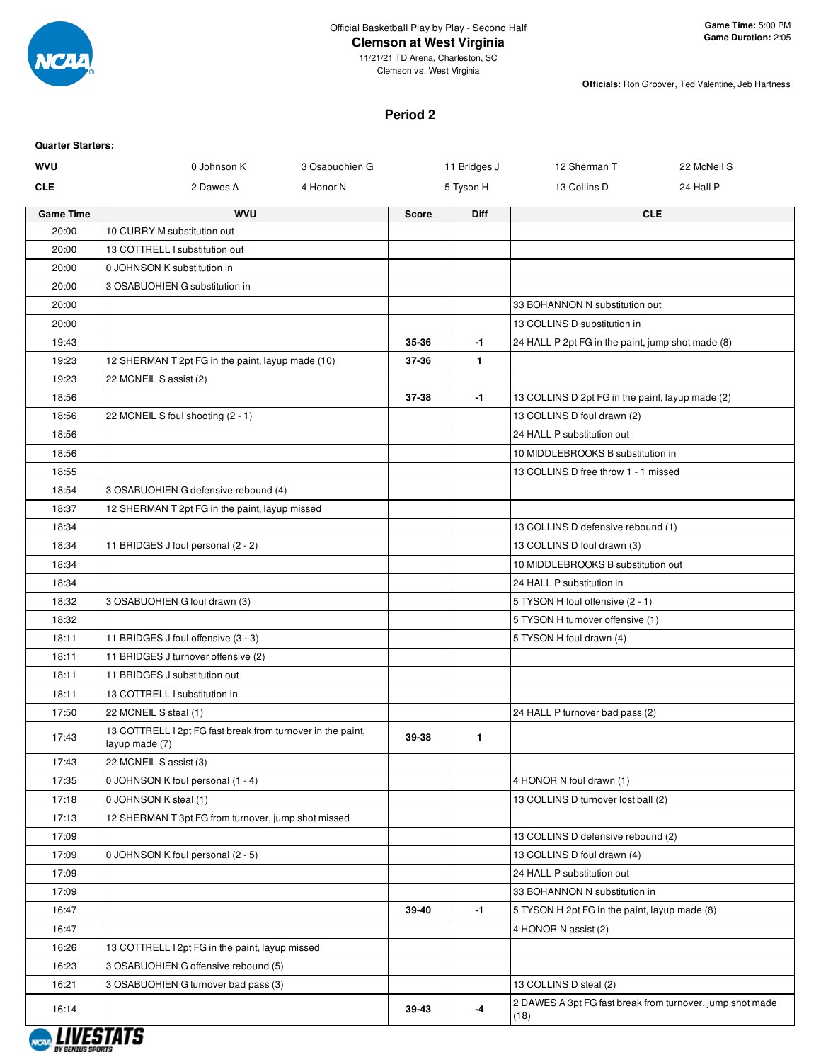Official Basketball Play by Play - Second Half

**Clemson at West Virginia**

11/21/21 TD Arena, Charleston, SC

Clemson vs. West Virginia

**Game Time:** 5:00 PM
**Game Duration:** 2:05

**Officials:** Ron Groover, Ted Valentine, Jeb Hartness

## Period 2

**Quarter Starters:**

| | | | | | |
|---|---|---|---|---|---|
| **WVU** | 0 Johnson K | 3 Osabuohien G | 11 Bridges J | 12 Sherman T | 22 McNeil S |
| **CLE** | 2 Dawes A | 4 Honor N | 5 Tyson H | 13 Collins D | 24 Hall P |

| Game Time | WVU | Score | Diff | CLE |
|---|---|---|---|---|
| 20:00 | 10 CURRY M substitution out | | | |
| 20:00 | 13 COTTRELL I substitution out | | | |
| 20:00 | 0 JOHNSON K substitution in | | | |
| 20:00 | 3 OSABUOHIEN G substitution in | | | |
| 20:00 | | | | 33 BOHANNON N substitution out |
| 20:00 | | | | 13 COLLINS D substitution in |
| 19:43 | | 35-36 | -1 | 24 HALL P 2pt FG in the paint, jump shot made (8) |
| 19:23 | 12 SHERMAN T 2pt FG in the paint, layup made (10) | 37-36 | 1 | |
| 19:23 | 22 MCNEIL S assist (2) | | | |
| 18:56 | | 37-38 | -1 | 13 COLLINS D 2pt FG in the paint, layup made (2) |
| 18:56 | 22 MCNEIL S foul shooting (2 - 1) | | | 13 COLLINS D foul drawn (2) |
| 18:56 | | | | 24 HALL P substitution out |
| 18:56 | | | | 10 MIDDLEBROOKS B substitution in |
| 18:55 | | | | 13 COLLINS D free throw 1 - 1 missed |
| 18:54 | 3 OSABUOHIEN G defensive rebound (4) | | | |
| 18:37 | 12 SHERMAN T 2pt FG in the paint, layup missed | | | |
| 18:34 | | | | 13 COLLINS D defensive rebound (1) |
| 18:34 | 11 BRIDGES J foul personal (2 - 2) | | | 13 COLLINS D foul drawn (3) |
| 18:34 | | | | 10 MIDDLEBROOKS B substitution out |
| 18:34 | | | | 24 HALL P substitution in |
| 18:32 | 3 OSABUOHIEN G foul drawn (3) | | | 5 TYSON H foul offensive (2 - 1) |
| 18:32 | | | | 5 TYSON H turnover offensive (1) |
| 18:11 | 11 BRIDGES J foul offensive (3 - 3) | | | 5 TYSON H foul drawn (4) |
| 18:11 | 11 BRIDGES J turnover offensive (2) | | | |
| 18:11 | 11 BRIDGES J substitution out | | | |
| 18:11 | 13 COTTRELL I substitution in | | | |
| 17:50 | 22 MCNEIL S steal (1) | | | 24 HALL P turnover bad pass (2) |
| 17:43 | 13 COTTRELL I 2pt FG fast break from turnover in the paint, layup made (7) | 39-38 | 1 | |
| 17:43 | 22 MCNEIL S assist (3) | | | |
| 17:35 | 0 JOHNSON K foul personal (1 - 4) | | | 4 HONOR N foul drawn (1) |
| 17:18 | 0 JOHNSON K steal (1) | | | 13 COLLINS D turnover lost ball (2) |
| 17:13 | 12 SHERMAN T 3pt FG from turnover, jump shot missed | | | |
| 17:09 | | | | 13 COLLINS D defensive rebound (2) |
| 17:09 | 0 JOHNSON K foul personal (2 - 5) | | | 13 COLLINS D foul drawn (4) |
| 17:09 | | | | 24 HALL P substitution out |
| 17:09 | | | | 33 BOHANNON N substitution in |
| 16:47 | | 39-40 | -1 | 5 TYSON H 2pt FG in the paint, layup made (8) |
| 16:47 | | | | 4 HONOR N assist (2) |
| 16:26 | 13 COTTRELL I 2pt FG in the paint, layup missed | | | |
| 16:23 | 3 OSABUOHIEN G offensive rebound (5) | | | |
| 16:21 | 3 OSABUOHIEN G turnover bad pass (3) | | | 13 COLLINS D steal (2) |
| 16:14 | | 39-43 | -4 | 2 DAWES A 3pt FG fast break from turnover, jump shot made (18) |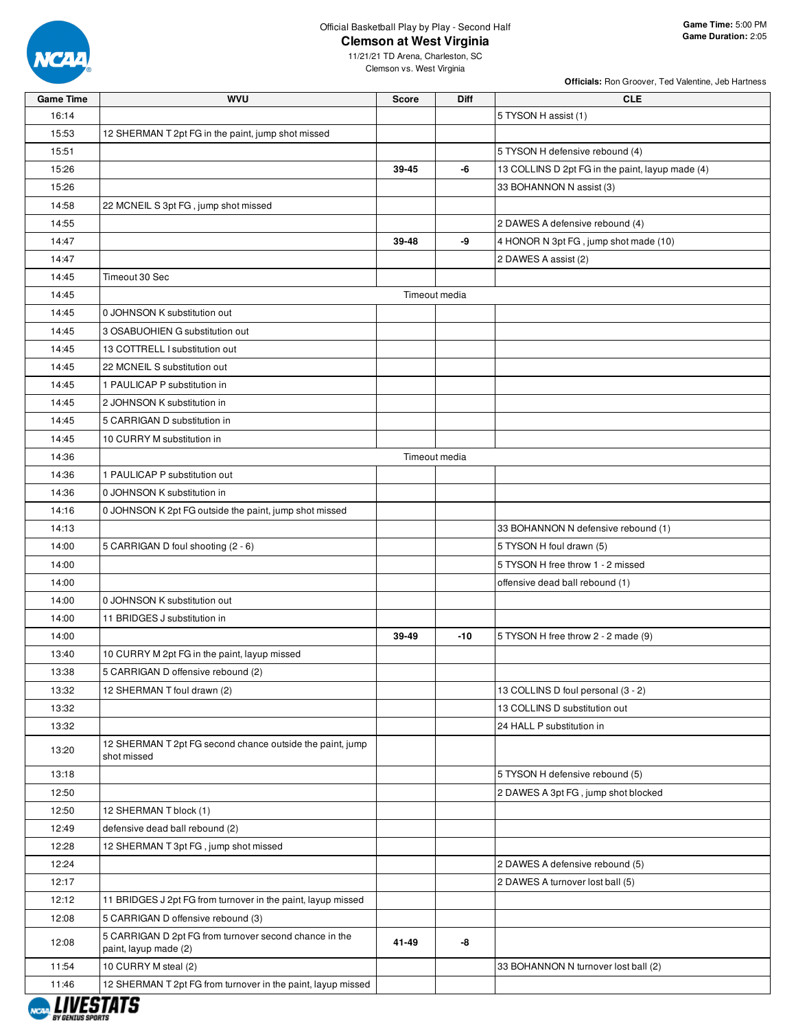Official Basketball Play by Play - Second Half

# Clemson at West Virginia

11/21/21 TD Arena, Charleston, SC

Clemson vs. West Virginia

**Game Time:** 5:00 PM
**Game Duration:** 2:05

**Officials:** Ron Groover, Ted Valentine, Jeb Hartness

| Game Time | WVU | Score | Diff | CLE |
|---|---|---|---|---|
| 16:14 | | | | 5 TYSON H assist (1) |
| 15:53 | 12 SHERMAN T 2pt FG in the paint, jump shot missed | | | |
| 15:51 | | | | 5 TYSON H defensive rebound (4) |
| 15:26 | | 39-45 | -6 | 13 COLLINS D 2pt FG in the paint, layup made (4) |
| 15:26 | | | | 33 BOHANNON N assist (3) |
| 14:58 | 22 MCNEIL S 3pt FG , jump shot missed | | | |
| 14:55 | | | | 2 DAWES A defensive rebound (4) |
| 14:47 | | 39-48 | -9 | 4 HONOR N 3pt FG , jump shot made (10) |
| 14:47 | | | | 2 DAWES A assist (2) |
| 14:45 | Timeout 30 Sec | | | |
| 14:45 | | Timeout media | | |
| 14:45 | 0 JOHNSON K substitution out | | | |
| 14:45 | 3 OSABUOHIEN G substitution out | | | |
| 14:45 | 13 COTTRELL I substitution out | | | |
| 14:45 | 22 MCNEIL S substitution out | | | |
| 14:45 | 1 PAULICAP P substitution in | | | |
| 14:45 | 2 JOHNSON K substitution in | | | |
| 14:45 | 5 CARRIGAN D substitution in | | | |
| 14:45 | 10 CURRY M substitution in | | | |
| 14:36 | | Timeout media | | |
| 14:36 | 1 PAULICAP P substitution out | | | |
| 14:36 | 0 JOHNSON K substitution in | | | |
| 14:16 | 0 JOHNSON K 2pt FG outside the paint, jump shot missed | | | |
| 14:13 | | | | 33 BOHANNON N defensive rebound (1) |
| 14:00 | 5 CARRIGAN D foul shooting (2 - 6) | | | 5 TYSON H foul drawn (5) |
| 14:00 | | | | 5 TYSON H free throw 1 - 2 missed |
| 14:00 | | | | offensive dead ball rebound (1) |
| 14:00 | 0 JOHNSON K substitution out | | | |
| 14:00 | 11 BRIDGES J substitution in | | | |
| 14:00 | | 39-49 | -10 | 5 TYSON H free throw 2 - 2 made (9) |
| 13:40 | 10 CURRY M 2pt FG in the paint, layup missed | | | |
| 13:38 | 5 CARRIGAN D offensive rebound (2) | | | |
| 13:32 | 12 SHERMAN T foul drawn (2) | | | 13 COLLINS D foul personal (3 - 2) |
| 13:32 | | | | 13 COLLINS D substitution out |
| 13:32 | | | | 24 HALL P substitution in |
| 13:20 | 12 SHERMAN T 2pt FG second chance outside the paint, jump shot missed | | | |
| 13:18 | | | | 5 TYSON H defensive rebound (5) |
| 12:50 | | | | 2 DAWES A 3pt FG , jump shot blocked |
| 12:50 | 12 SHERMAN T block (1) | | | |
| 12:49 | defensive dead ball rebound (2) | | | |
| 12:28 | 12 SHERMAN T 3pt FG , jump shot missed | | | |
| 12:24 | | | | 2 DAWES A defensive rebound (5) |
| 12:17 | | | | 2 DAWES A turnover lost ball (5) |
| 12:12 | 11 BRIDGES J 2pt FG from turnover in the paint, layup missed | | | |
| 12:08 | 5 CARRIGAN D offensive rebound (3) | | | |
| 12:08 | 5 CARRIGAN D 2pt FG from turnover second chance in the paint, layup made (2) | 41-49 | -8 | |
| 11:54 | 10 CURRY M steal (2) | | | 33 BOHANNON N turnover lost ball (2) |
| 11:46 | 12 SHERMAN T 2pt FG from turnover in the paint, layup missed | | | |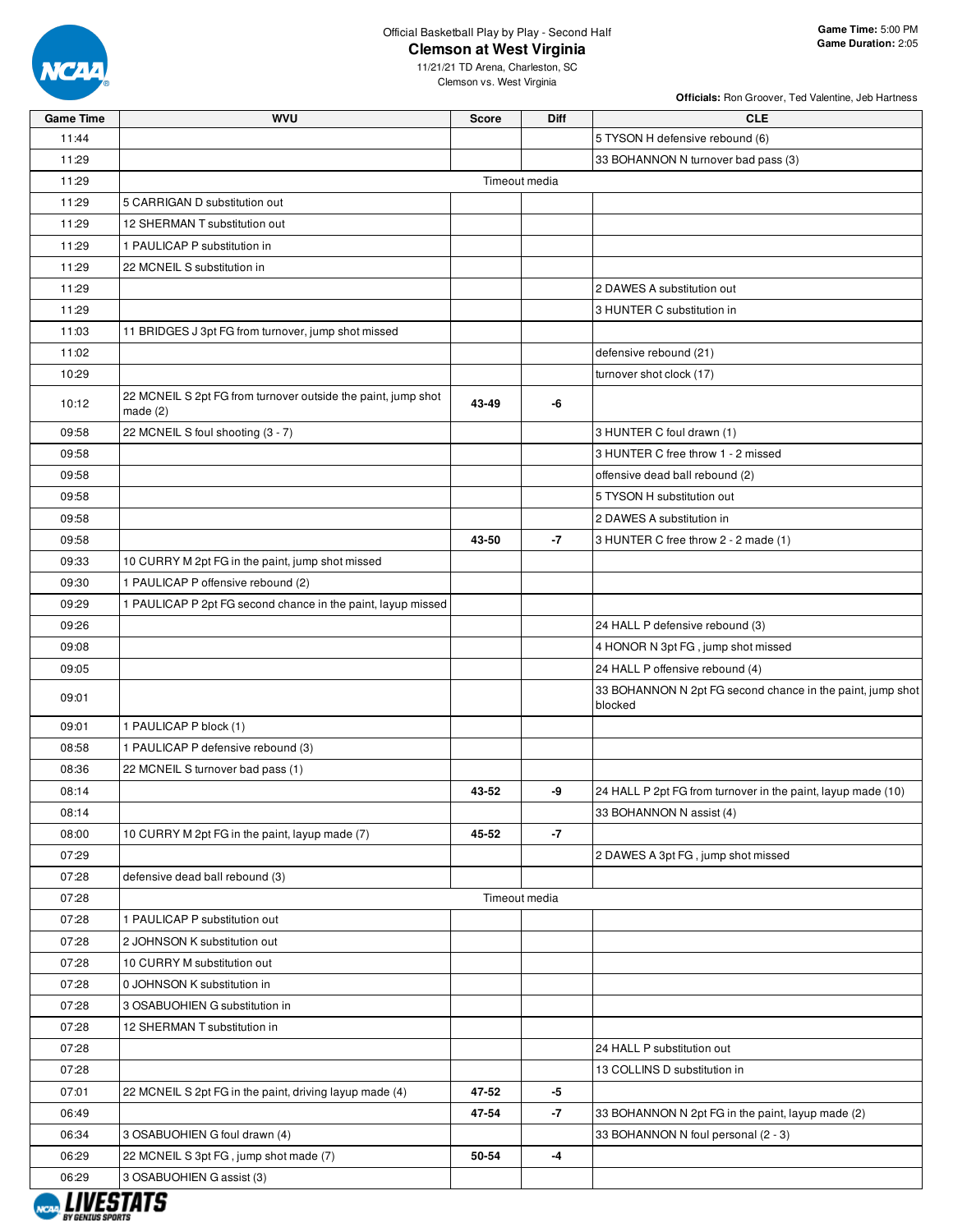Official Basketball Play by Play - Second Half

# Clemson at West Virginia

11/21/21 TD Arena, Charleston, SC

Clemson vs. West Virginia

**Game Time:** 5:00 PM
**Game Duration:** 2:05

**Officials:** Ron Groover, Ted Valentine, Jeb Hartness

| Game Time | WVU | Score | Diff | CLE |
|---|---|---|---|---|
| 11:44 | | | | 5 TYSON H defensive rebound (6) |
| 11:29 | | | | 33 BOHANNON N turnover bad pass (3) |
| 11:29 | Timeout media | | | |
| 11:29 | 5 CARRIGAN D substitution out | | | |
| 11:29 | 12 SHERMAN T substitution out | | | |
| 11:29 | 1 PAULICAP P substitution in | | | |
| 11:29 | 22 MCNEIL S substitution in | | | |
| 11:29 | | | | 2 DAWES A substitution out |
| 11:29 | | | | 3 HUNTER C substitution in |
| 11:03 | 11 BRIDGES J 3pt FG from turnover, jump shot missed | | | |
| 11:02 | | | | defensive rebound (21) |
| 10:29 | | | | turnover shot clock (17) |
| 10:12 | 22 MCNEIL S 2pt FG from turnover outside the paint, jump shot made (2) | 43-49 | -6 | |
| 09:58 | 22 MCNEIL S foul shooting (3 - 7) | | | 3 HUNTER C foul drawn (1) |
| 09:58 | | | | 3 HUNTER C free throw 1 - 2 missed |
| 09:58 | | | | offensive dead ball rebound (2) |
| 09:58 | | | | 5 TYSON H substitution out |
| 09:58 | | | | 2 DAWES A substitution in |
| 09:58 | | 43-50 | -7 | 3 HUNTER C free throw 2 - 2 made (1) |
| 09:33 | 10 CURRY M 2pt FG in the paint, jump shot missed | | | |
| 09:30 | 1 PAULICAP P offensive rebound (2) | | | |
| 09:29 | 1 PAULICAP P 2pt FG second chance in the paint, layup missed | | | |
| 09:26 | | | | 24 HALL P defensive rebound (3) |
| 09:08 | | | | 4 HONOR N 3pt FG , jump shot missed |
| 09:05 | | | | 24 HALL P offensive rebound (4) |
| 09:01 | | | | 33 BOHANNON N 2pt FG second chance in the paint, jump shot blocked |
| 09:01 | 1 PAULICAP P block (1) | | | |
| 08:58 | 1 PAULICAP P defensive rebound (3) | | | |
| 08:36 | 22 MCNEIL S turnover bad pass (1) | | | |
| 08:14 | | 43-52 | -9 | 24 HALL P 2pt FG from turnover in the paint, layup made (10) |
| 08:14 | | | | 33 BOHANNON N assist (4) |
| 08:00 | 10 CURRY M 2pt FG in the paint, layup made (7) | 45-52 | -7 | |
| 07:29 | | | | 2 DAWES A 3pt FG , jump shot missed |
| 07:28 | defensive dead ball rebound (3) | | | |
| 07:28 | Timeout media | | | |
| 07:28 | 1 PAULICAP P substitution out | | | |
| 07:28 | 2 JOHNSON K substitution out | | | |
| 07:28 | 10 CURRY M substitution out | | | |
| 07:28 | 0 JOHNSON K substitution in | | | |
| 07:28 | 3 OSABUOHIEN G substitution in | | | |
| 07:28 | 12 SHERMAN T substitution in | | | |
| 07:28 | | | | 24 HALL P substitution out |
| 07:28 | | | | 13 COLLINS D substitution in |
| 07:01 | 22 MCNEIL S 2pt FG in the paint, driving layup made (4) | 47-52 | -5 | |
| 06:49 | | 47-54 | -7 | 33 BOHANNON N 2pt FG in the paint, layup made (2) |
| 06:34 | 3 OSABUOHIEN G foul drawn (4) | | | 33 BOHANNON N foul personal (2 - 3) |
| 06:29 | 22 MCNEIL S 3pt FG , jump shot made (7) | 50-54 | -4 | |
| 06:29 | 3 OSABUOHIEN G assist (3) | | | |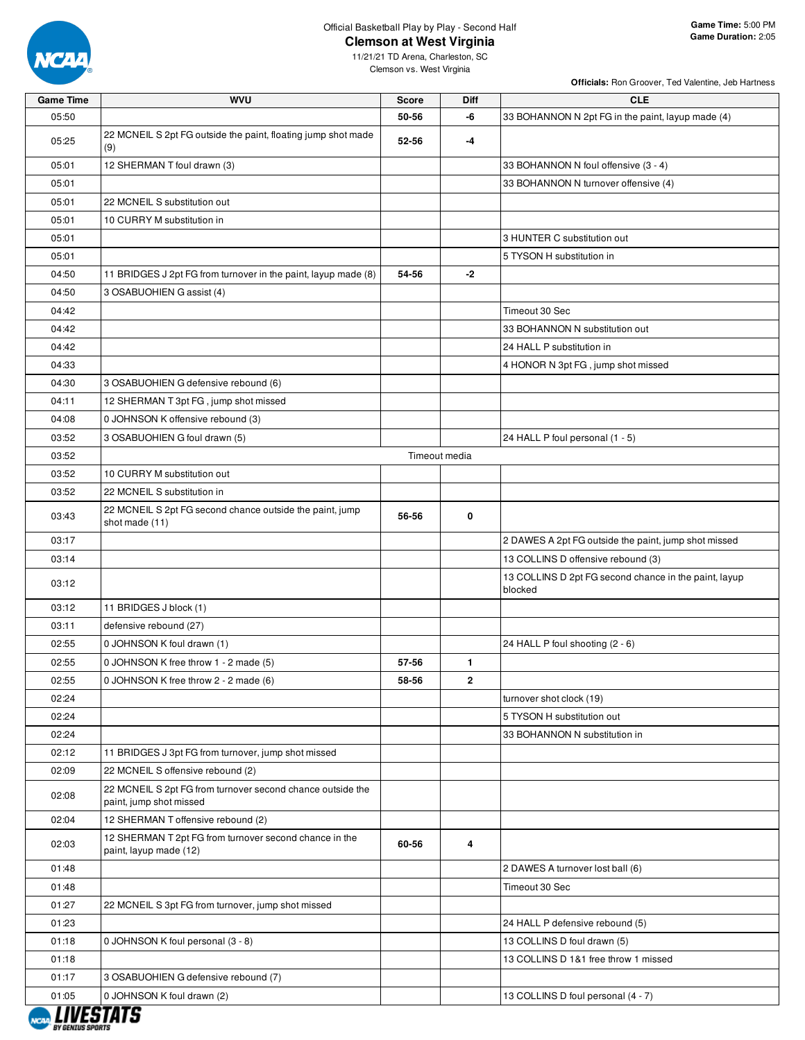Official Basketball Play by Play - Second Half

# Clemson at West Virginia

11/21/21 TD Arena, Charleston, SC

Clemson vs. West Virginia

**Game Time:** 5:00 PM
**Game Duration:** 2:05

**Officials:** Ron Groover, Ted Valentine, Jeb Hartness

| Game Time | WVU | Score | Diff | CLE |
|---|---|---|---|---|
| 05:50 | | 50-56 | -6 | 33 BOHANNON N 2pt FG in the paint, layup made (4) |
| 05:25 | 22 MCNEIL S 2pt FG outside the paint, floating jump shot made (9) | 52-56 | -4 | |
| 05:01 | 12 SHERMAN T foul drawn (3) | | | 33 BOHANNON N foul offensive (3 - 4) |
| 05:01 | | | | 33 BOHANNON N turnover offensive (4) |
| 05:01 | 22 MCNEIL S substitution out | | | |
| 05:01 | 10 CURRY M substitution in | | | |
| 05:01 | | | | 3 HUNTER C substitution out |
| 05:01 | | | | 5 TYSON H substitution in |
| 04:50 | 11 BRIDGES J 2pt FG from turnover in the paint, layup made (8) | 54-56 | -2 | |
| 04:50 | 3 OSABUOHIEN G assist (4) | | | |
| 04:42 | | | | Timeout 30 Sec |
| 04:42 | | | | 33 BOHANNON N substitution out |
| 04:42 | | | | 24 HALL P substitution in |
| 04:33 | | | | 4 HONOR N 3pt FG , jump shot missed |
| 04:30 | 3 OSABUOHIEN G defensive rebound (6) | | | |
| 04:11 | 12 SHERMAN T 3pt FG , jump shot missed | | | |
| 04:08 | 0 JOHNSON K offensive rebound (3) | | | |
| 03:52 | 3 OSABUOHIEN G foul drawn (5) | | | 24 HALL P foul personal (1 - 5) |
| 03:52 | | Timeout media | | |
| 03:52 | 10 CURRY M substitution out | | | |
| 03:52 | 22 MCNEIL S substitution in | | | |
| 03:43 | 22 MCNEIL S 2pt FG second chance outside the paint, jump shot made (11) | 56-56 | 0 | |
| 03:17 | | | | 2 DAWES A 2pt FG outside the paint, jump shot missed |
| 03:14 | | | | 13 COLLINS D offensive rebound (3) |
| 03:12 | | | | 13 COLLINS D 2pt FG second chance in the paint, layup blocked |
| 03:12 | 11 BRIDGES J block (1) | | | |
| 03:11 | defensive rebound (27) | | | |
| 02:55 | 0 JOHNSON K foul drawn (1) | | | 24 HALL P foul shooting (2 - 6) |
| 02:55 | 0 JOHNSON K free throw 1 - 2 made (5) | 57-56 | 1 | |
| 02:55 | 0 JOHNSON K free throw 2 - 2 made (6) | 58-56 | 2 | |
| 02:24 | | | | turnover shot clock (19) |
| 02:24 | | | | 5 TYSON H substitution out |
| 02:24 | | | | 33 BOHANNON N substitution in |
| 02:12 | 11 BRIDGES J 3pt FG from turnover, jump shot missed | | | |
| 02:09 | 22 MCNEIL S offensive rebound (2) | | | |
| 02:08 | 22 MCNEIL S 2pt FG from turnover second chance outside the paint, jump shot missed | | | |
| 02:04 | 12 SHERMAN T offensive rebound (2) | | | |
| 02:03 | 12 SHERMAN T 2pt FG from turnover second chance in the paint, layup made (12) | 60-56 | 4 | |
| 01:48 | | | | 2 DAWES A turnover lost ball (6) |
| 01:48 | | | | Timeout 30 Sec |
| 01:27 | 22 MCNEIL S 3pt FG from turnover, jump shot missed | | | |
| 01:23 | | | | 24 HALL P defensive rebound (5) |
| 01:18 | 0 JOHNSON K foul personal (3 - 8) | | | 13 COLLINS D foul drawn (5) |
| 01:18 | | | | 13 COLLINS D 1&1 free throw 1 missed |
| 01:17 | 3 OSABUOHIEN G defensive rebound (7) | | | |
| 01:05 | 0 JOHNSON K foul drawn (2) | | | 13 COLLINS D foul personal (4 - 7) |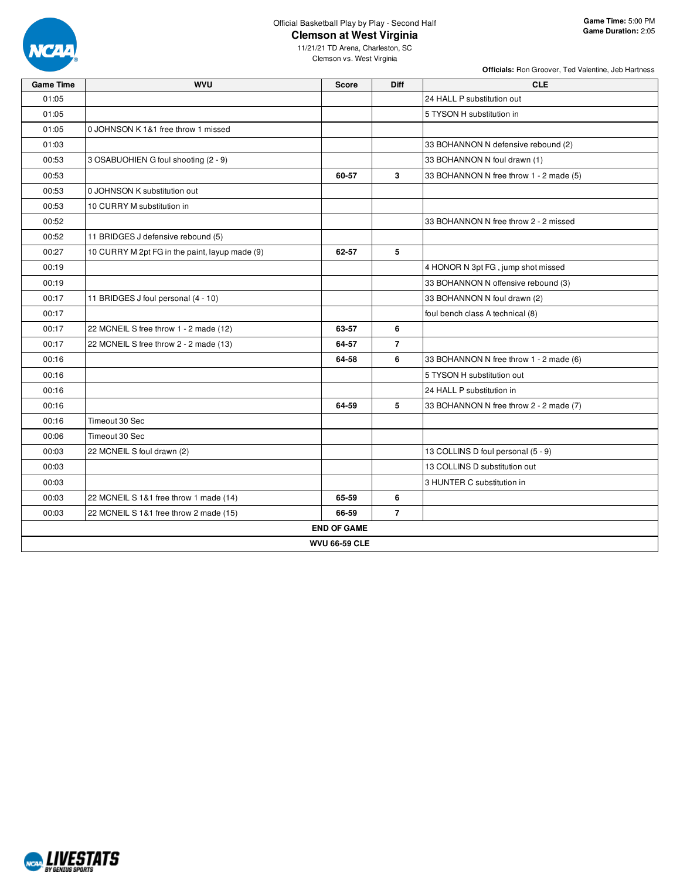Official Basketball Play by Play - Second Half

# Clemson at West Virginia

11/21/21 TD Arena, Charleston, SC
Clemson vs. West Virginia

**Game Time:** 5:00 PM
**Game Duration:** 2:05

**Officials:** Ron Groover, Ted Valentine, Jeb Hartness

| Game Time | WVU | Score | Diff | CLE |
|---|---|---|---|---|
| 01:05 | | | | 24 HALL P substitution out |
| 01:05 | | | | 5 TYSON H substitution in |
| 01:05 | 0 JOHNSON K 1&1 free throw 1 missed | | | |
| 01:03 | | | | 33 BOHANNON N defensive rebound (2) |
| 00:53 | 3 OSABUOHIEN G foul shooting (2 - 9) | | | 33 BOHANNON N foul drawn (1) |
| 00:53 | | **60-57** | **3** | 33 BOHANNON N free throw 1 - 2 made (5) |
| 00:53 | 0 JOHNSON K substitution out | | | |
| 00:53 | 10 CURRY M substitution in | | | |
| 00:52 | | | | 33 BOHANNON N free throw 2 - 2 missed |
| 00:52 | 11 BRIDGES J defensive rebound (5) | | | |
| 00:27 | 10 CURRY M 2pt FG in the paint, layup made (9) | **62-57** | **5** | |
| 00:19 | | | | 4 HONOR N 3pt FG , jump shot missed |
| 00:19 | | | | 33 BOHANNON N offensive rebound (3) |
| 00:17 | 11 BRIDGES J foul personal (4 - 10) | | | 33 BOHANNON N foul drawn (2) |
| 00:17 | | | | foul bench class A technical (8) |
| 00:17 | 22 MCNEIL S free throw 1 - 2 made (12) | **63-57** | **6** | |
| 00:17 | 22 MCNEIL S free throw 2 - 2 made (13) | **64-57** | **7** | |
| 00:16 | | **64-58** | **6** | 33 BOHANNON N free throw 1 - 2 made (6) |
| 00:16 | | | | 5 TYSON H substitution out |
| 00:16 | | | | 24 HALL P substitution in |
| 00:16 | | **64-59** | **5** | 33 BOHANNON N free throw 2 - 2 made (7) |
| 00:16 | Timeout 30 Sec | | | |
| 00:06 | Timeout 30 Sec | | | |
| 00:03 | 22 MCNEIL S foul drawn (2) | | | 13 COLLINS D foul personal (5 - 9) |
| 00:03 | | | | 13 COLLINS D substitution out |
| 00:03 | | | | 3 HUNTER C substitution in |
| 00:03 | 22 MCNEIL S 1&1 free throw 1 made (14) | **65-59** | **6** | |
| 00:03 | 22 MCNEIL S 1&1 free throw 2 made (15) | **66-59** | **7** | |

**END OF GAME**

**WVU 66-59 CLE**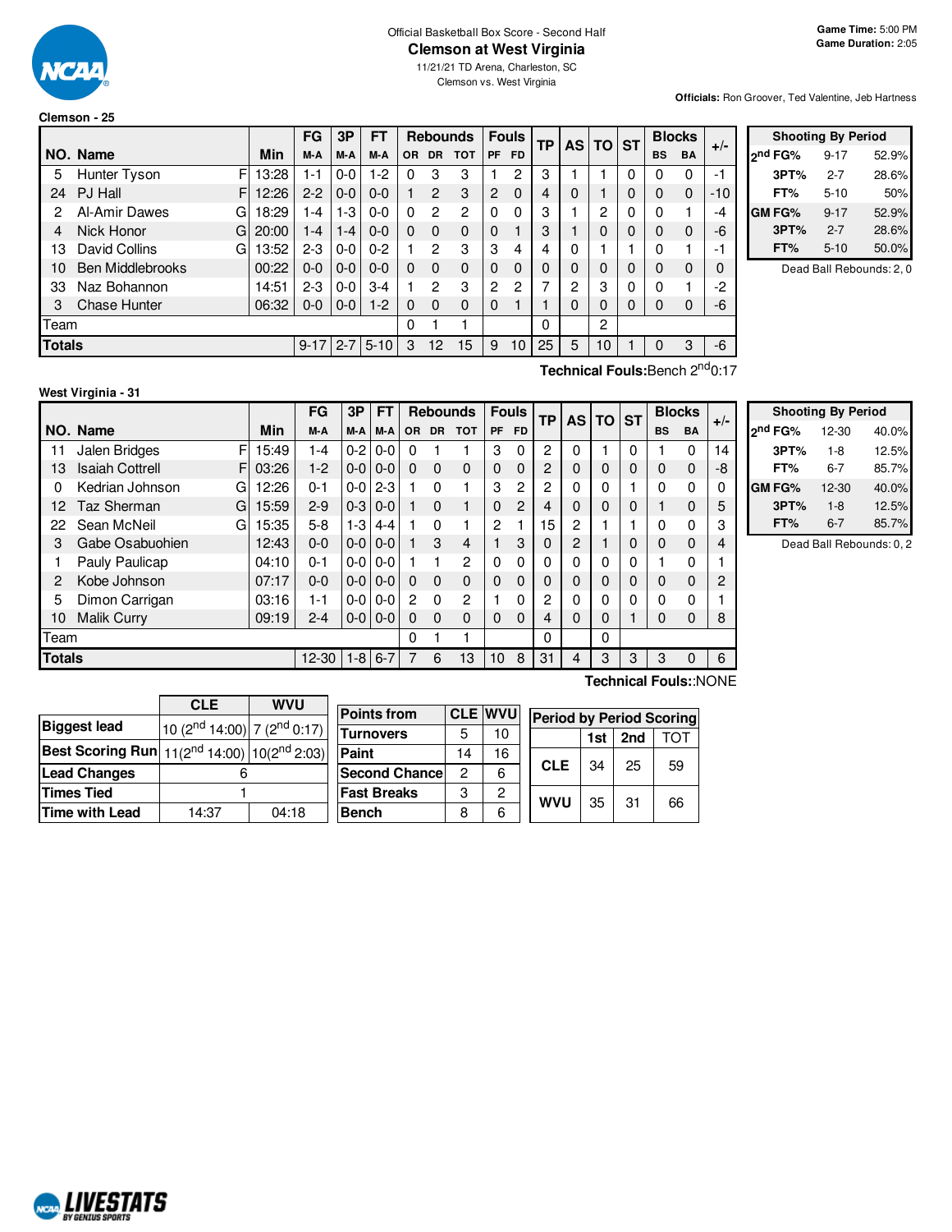Official Basketball Box Score - Second Half

# Clemson at West Virginia

11/21/21 TD Arena, Charleston, SC

Clemson vs. West Virginia

**Game Time:** 5:00 PM
**Game Duration:** 2:05

**Officials:** Ron Groover, Ted Valentine, Jeb Hartness

## Clemson - 25

| NO. | Name | | Min | FG M-A | 3P M-A | FT M-A | OR | DR | TOT | PF | FD | TP | AS | TO | ST | BS | BA | +/- |
|---|---|---|---|---|---|---|---|---|---|---|---|---|---|---|---|---|---|---|
| 5 | Hunter Tyson | F | 13:28 | 1-1 | 0-0 | 1-2 | 0 | 3 | 3 | 1 | 2 | 3 | 1 | 1 | 0 | 0 | 0 | -1 |
| 24 | PJ Hall | F | 12:26 | 2-2 | 0-0 | 0-0 | 1 | 2 | 3 | 2 | 0 | 4 | 0 | 1 | 0 | 0 | 0 | -10 |
| 2 | Al-Amir Dawes | G | 18:29 | 1-4 | 1-3 | 0-0 | 0 | 2 | 2 | 0 | 0 | 3 | 1 | 2 | 0 | 0 | 1 | -4 |
| 4 | Nick Honor | G | 20:00 | 1-4 | 1-4 | 0-0 | 0 | 0 | 0 | 0 | 1 | 3 | 1 | 0 | 0 | 0 | 0 | -6 |
| 13 | David Collins | G | 13:52 | 2-3 | 0-0 | 0-2 | 1 | 2 | 3 | 3 | 4 | 4 | 0 | 1 | 1 | 0 | 1 | -1 |
| 10 | Ben Middlebrooks | | 00:22 | 0-0 | 0-0 | 0-0 | 0 | 0 | 0 | 0 | 0 | 0 | 0 | 0 | 0 | 0 | 0 | 0 |
| 33 | Naz Bohannon | | 14:51 | 2-3 | 0-0 | 3-4 | 1 | 2 | 3 | 2 | 2 | 7 | 2 | 3 | 0 | 0 | 1 | -2 |
| 3 | Chase Hunter | | 06:32 | 0-0 | 0-0 | 1-2 | 0 | 0 | 0 | 0 | 1 | 1 | 0 | 0 | 0 | 0 | 0 | -6 |
| | Team | | | | | | 0 | 1 | 1 | | | 0 | | 2 | | | | |
| | **Totals** | | | 9-17 | 2-7 | 5-10 | 3 | 12 | 15 | 9 | 10 | 25 | 5 | 10 | 1 | 0 | 3 | -6 |

**Technical Fouls:** Bench 2nd 0:17

| Shooting By Period | | |
|---|---|---|
| 2nd FG% | 9-17 | 52.9% |
| 3PT% | 2-7 | 28.6% |
| FT% | 5-10 | 50% |
| GM FG% | 9-17 | 52.9% |
| 3PT% | 2-7 | 28.6% |
| FT% | 5-10 | 50.0% |

Dead Ball Rebounds: 2, 0

## West Virginia - 31

| NO. | Name | | Min | FG M-A | 3P M-A | FT M-A | OR | DR | TOT | PF | FD | TP | AS | TO | ST | BS | BA | +/- |
|---|---|---|---|---|---|---|---|---|---|---|---|---|---|---|---|---|---|---|
| 11 | Jalen Bridges | F | 15:49 | 1-4 | 0-2 | 0-0 | 0 | 1 | 1 | 3 | 0 | 2 | 0 | 1 | 0 | 1 | 0 | 14 |
| 13 | Isaiah Cottrell | F | 03:26 | 1-2 | 0-0 | 0-0 | 0 | 0 | 0 | 0 | 0 | 2 | 0 | 0 | 0 | 0 | 0 | -8 |
| 0 | Kedrian Johnson | G | 12:26 | 0-1 | 0-0 | 2-3 | 1 | 0 | 1 | 3 | 2 | 2 | 0 | 0 | 1 | 0 | 0 | 0 |
| 12 | Taz Sherman | G | 15:59 | 2-9 | 0-3 | 0-0 | 1 | 0 | 1 | 0 | 2 | 4 | 0 | 0 | 0 | 1 | 0 | 5 |
| 22 | Sean McNeil | G | 15:35 | 5-8 | 1-3 | 4-4 | 1 | 0 | 1 | 2 | 1 | 15 | 2 | 1 | 1 | 0 | 0 | 3 |
| 3 | Gabe Osabuohien | | 12:43 | 0-0 | 0-0 | 0-0 | 1 | 3 | 4 | 1 | 3 | 0 | 2 | 1 | 0 | 0 | 0 | 4 |
| 1 | Pauly Paulicap | | 04:10 | 0-1 | 0-0 | 0-0 | 1 | 1 | 2 | 0 | 0 | 0 | 0 | 0 | 0 | 1 | 0 | 1 |
| 2 | Kobe Johnson | | 07:17 | 0-0 | 0-0 | 0-0 | 0 | 0 | 0 | 0 | 0 | 0 | 0 | 0 | 0 | 0 | 0 | 2 |
| 5 | Dimon Carrigan | | 03:16 | 1-1 | 0-0 | 0-0 | 2 | 0 | 2 | 1 | 0 | 2 | 0 | 0 | 0 | 0 | 0 | 1 |
| 10 | Malik Curry | | 09:19 | 2-4 | 0-0 | 0-0 | 0 | 0 | 0 | 0 | 0 | 4 | 0 | 0 | 1 | 0 | 0 | 8 |
| | Team | | | | | | 0 | 1 | 1 | | | 0 | | 0 | | | | |
| | **Totals** | | | 12-30 | 1-8 | 6-7 | 7 | 6 | 13 | 10 | 8 | 31 | 4 | 3 | 3 | 3 | 0 | 6 |

**Technical Fouls:** :NONE

| Shooting By Period | | |
|---|---|---|
| 2nd FG% | 12-30 | 40.0% |
| 3PT% | 1-8 | 12.5% |
| FT% | 6-7 | 85.7% |
| GM FG% | 12-30 | 40.0% |
| 3PT% | 1-8 | 12.5% |
| FT% | 6-7 | 85.7% |

Dead Ball Rebounds: 0, 2

| | CLE | WVU |
|---|---|---|
| Biggest lead | 10 (2nd 14:00) | 7 (2nd 0:17) |
| Best Scoring Run | 11(2nd 14:00) | 10(2nd 2:03) |
| Lead Changes | 6 | |
| Times Tied | 1 | |
| Time with Lead | 14:37 | 04:18 |

| Points from | CLE | WVU |
|---|---|---|
| Turnovers | 5 | 10 |
| Paint | 14 | 16 |
| Second Chance | 2 | 6 |
| Fast Breaks | 3 | 2 |
| Bench | 8 | 6 |

| Period by Period Scoring | 1st | 2nd | TOT |
|---|---|---|---|
| CLE | 34 | 25 | 59 |
| WVU | 35 | 31 | 66 |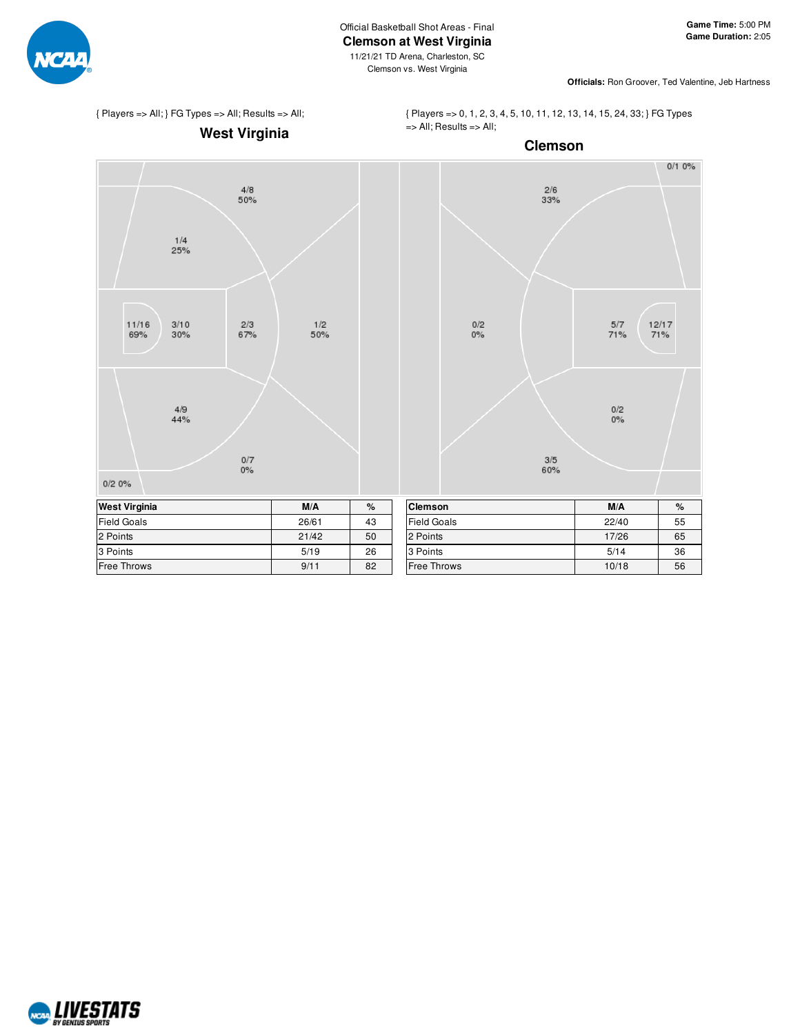Official Basketball Shot Areas - Final

# Clemson at West Virginia

11/21/21 TD Arena, Charleston, SC

Clemson vs. West Virginia

**Game Time:** 5:00 PM
**Game Duration:** 2:05

**Officials:** Ron Groover, Ted Valentine, Jeb Hartness

{ Players => All; } FG Types => All; Results => All;

## West Virginia

4/8 50%
1/4 25%
11/16 69%
3/10 30%
2/3 67%
1/2 50%
4/9 44%
0/7 0%
0/2 0%

{ Players => 0, 1, 2, 3, 4, 5, 10, 11, 12, 13, 14, 15, 24, 33; } FG Types => All; Results => All;

## Clemson

0/1 0%
2/6 33%
0/2 0%
5/7 71%
12/17 71%
0/2 0%
3/5 60%

| West Virginia | M/A | % |
|---|---|---|
| Field Goals | 26/61 | 43 |
| 2 Points | 21/42 | 50 |
| 3 Points | 5/19 | 26 |
| Free Throws | 9/11 | 82 |

| Clemson | M/A | % |
|---|---|---|
| Field Goals | 22/40 | 55 |
| 2 Points | 17/26 | 65 |
| 3 Points | 5/14 | 36 |
| Free Throws | 10/18 | 56 |